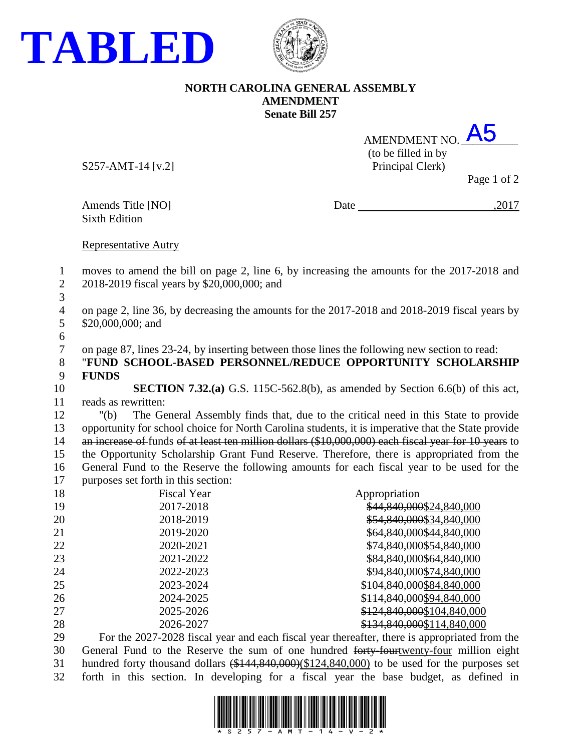**TABLED**

**NORTH CAROLINA GENERAL ASSEMBLY**
**AMENDMENT**
**Senate Bill 257**

AMENDMENT NO. A5
(to be filled in by Principal Clerk)

S257-AMT-14 [v.2]

Amends Title [NO]
Sixth Edition

Date ________________________,2017

Representative Autry

moves to amend the bill on page 2, line 6, by increasing the amounts for the 2017-2018 and 2018-2019 fiscal years by $20,000,000; and

on page 2, line 36, by decreasing the amounts for the 2017-2018 and 2018-2019 fiscal years by $20,000,000; and

on page 87, lines 23-24, by inserting between those lines the following new section to read:

"**FUND SCHOOL-BASED PERSONNEL/REDUCE OPPORTUNITY SCHOLARSHIP FUNDS**

**SECTION 7.32.(a)** G.S. 115C-562.8(b), as amended by Section 6.6(b) of this act, reads as rewritten:

"(b) The General Assembly finds that, due to the critical need in this State to provide opportunity for school choice for North Carolina students, it is imperative that the State provide ~~an increase of~~ funds ~~of at least ten million dollars ($10,000,000) each fiscal year for 10 years~~ to the Opportunity Scholarship Grant Fund Reserve. Therefore, there is appropriated from the General Fund to the Reserve the following amounts for each fiscal year to be used for the purposes set forth in this section:

| Fiscal Year | Appropriation |
|---|---|
| 2017-2018 | ~~$44,840,000~~$24,840,000 |
| 2018-2019 | ~~$54,840,000~~$34,840,000 |
| 2019-2020 | ~~$64,840,000~~$44,840,000 |
| 2020-2021 | ~~$74,840,000~~$54,840,000 |
| 2021-2022 | ~~$84,840,000~~$64,840,000 |
| 2022-2023 | ~~$94,840,000~~$74,840,000 |
| 2023-2024 | ~~$104,840,000~~$84,840,000 |
| 2024-2025 | ~~$114,840,000~~$94,840,000 |
| 2025-2026 | ~~$124,840,000~~$104,840,000 |
| 2026-2027 | ~~$134,840,000~~$114,840,000 |

For the 2027-2028 fiscal year and each fiscal year thereafter, there is appropriated from the General Fund to the Reserve the sum of one hundred ~~forty-four~~twenty-four million eight hundred forty thousand dollars ~~($144,840,000)~~($124,840,000) to be used for the purposes set forth in this section. In developing for a fiscal year the base budget, as defined in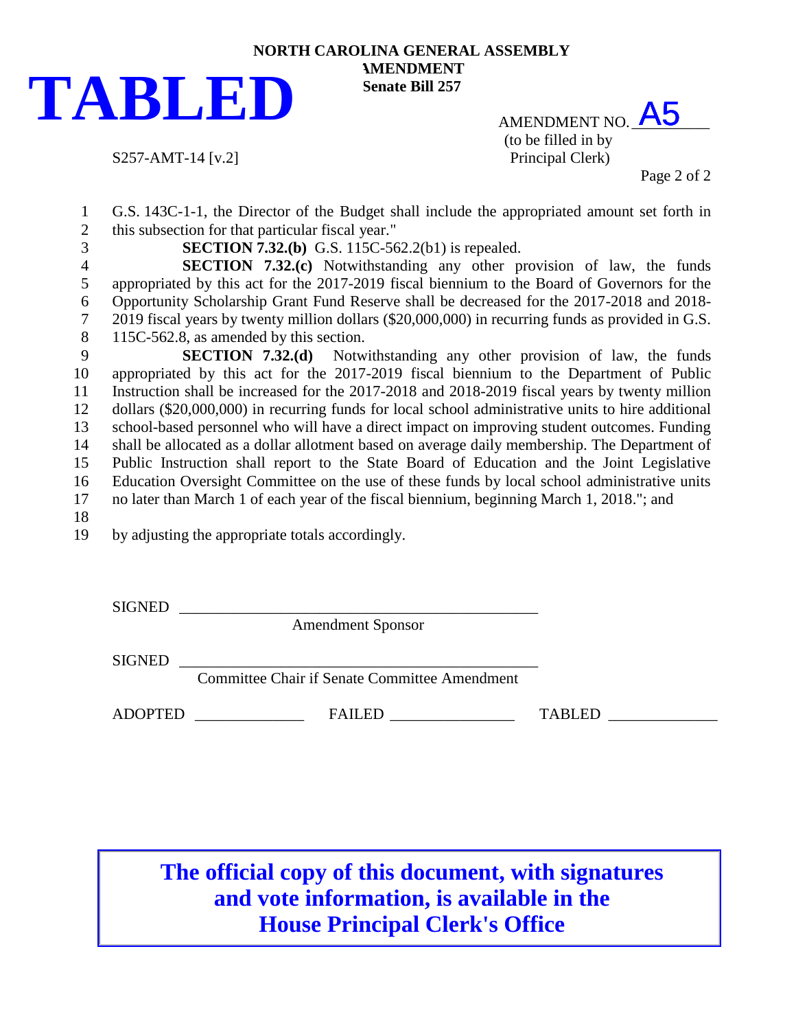# TABLED

**NORTH CAROLINA GENERAL ASSEMBLY**
**AMENDMENT**
**Senate Bill 257**

AMENDMENT NO. A5
(to be filled in by
Principal Clerk)

S257-AMT-14 [v.2]

1 G.S. 143C-1-1, the Director of the Budget shall include the appropriated amount set forth in
2 this subsection for that particular fiscal year."
3 **SECTION 7.32.(b)** G.S. 115C-562.2(b1) is repealed.
4 **SECTION 7.32.(c)** Notwithstanding any other provision of law, the funds
5 appropriated by this act for the 2017-2019 fiscal biennium to the Board of Governors for the
6 Opportunity Scholarship Grant Fund Reserve shall be decreased for the 2017-2018 and 2018-
7 2019 fiscal years by twenty million dollars ($20,000,000) in recurring funds as provided in G.S.
8 115C-562.8, as amended by this section.
9 **SECTION 7.32.(d)** Notwithstanding any other provision of law, the funds
10 appropriated by this act for the 2017-2019 fiscal biennium to the Department of Public
11 Instruction shall be increased for the 2017-2018 and 2018-2019 fiscal years by twenty million
12 dollars ($20,000,000) in recurring funds for local school administrative units to hire additional
13 school-based personnel who will have a direct impact on improving student outcomes. Funding
14 shall be allocated as a dollar allotment based on average daily membership. The Department of
15 Public Instruction shall report to the State Board of Education and the Joint Legislative
16 Education Oversight Committee on the use of these funds by local school administrative units
17 no later than March 1 of each year of the fiscal biennium, beginning March 1, 2018."; and
18
19 by adjusting the appropriate totals accordingly.

SIGNED ______________________________________________
Amendment Sponsor

SIGNED ______________________________________________
Committee Chair if Senate Committee Amendment

ADOPTED ______________ FAILED ________________ TABLED ______________

**The official copy of this document, with signatures and vote information, is available in the House Principal Clerk's Office**